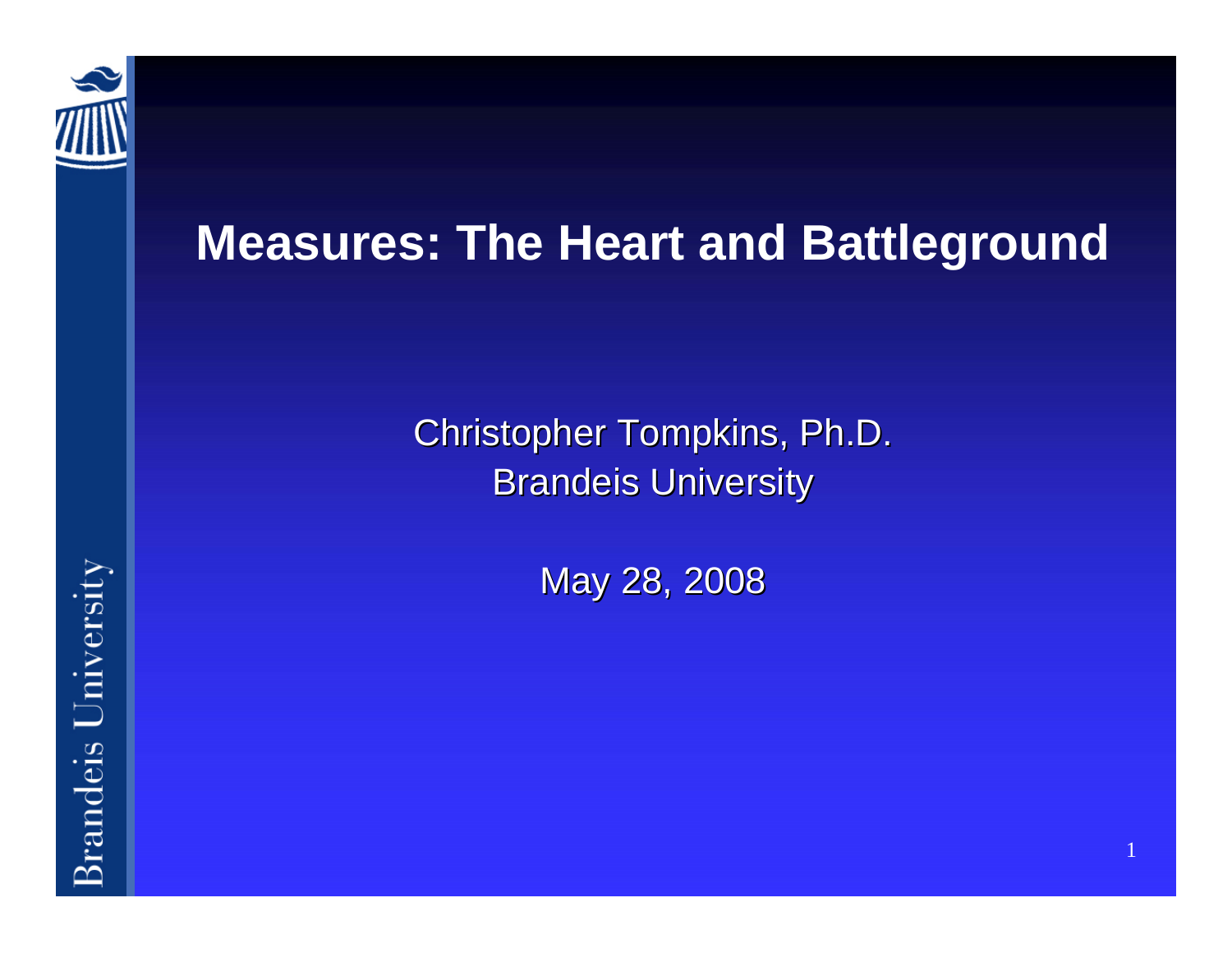# Measures: The Heart and Battleground

Christopher Tompkins, Ph.D.
Brandeis University

May 28, 2008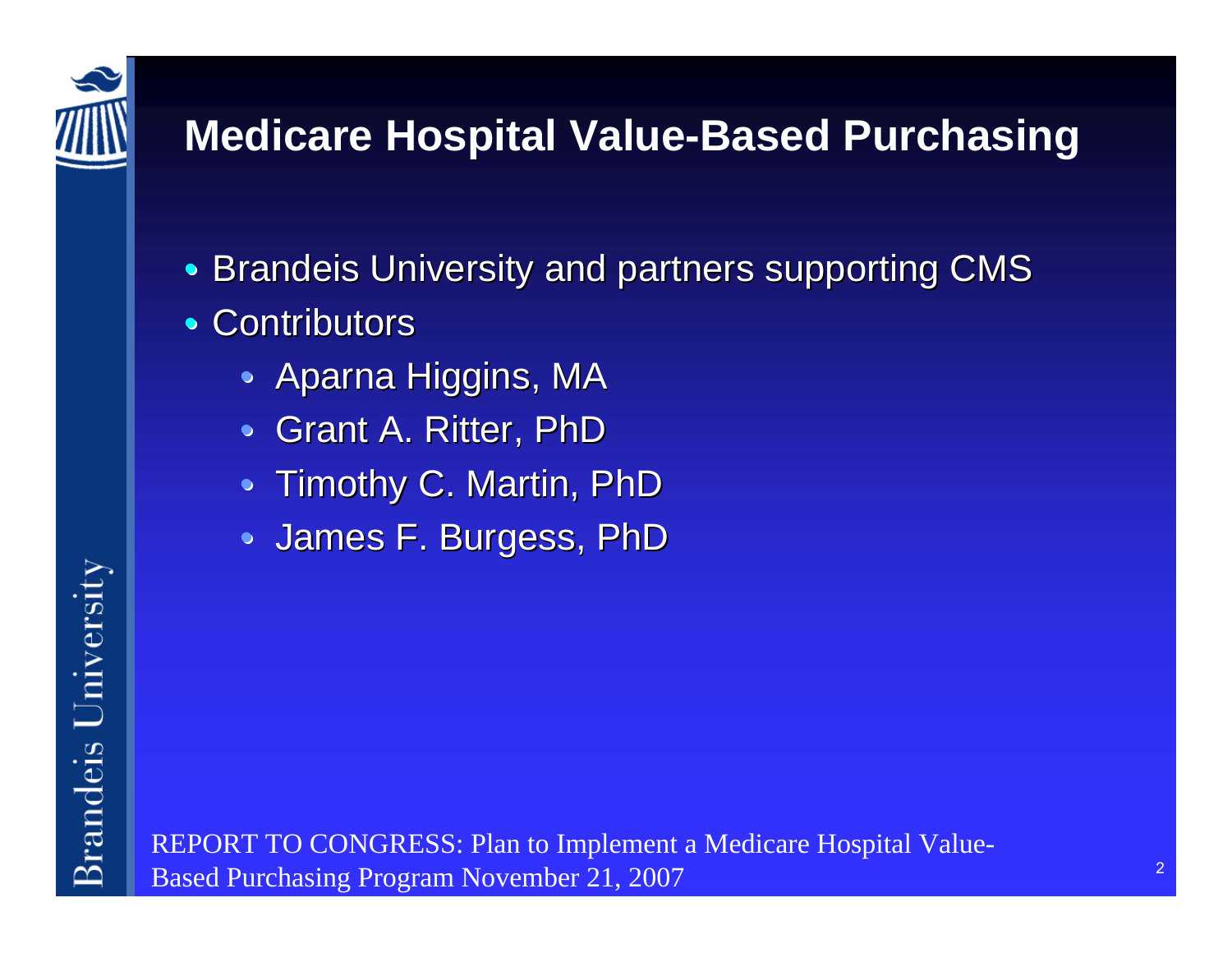# Medicare Hospital Value-Based Purchasing

- Brandeis University and partners supporting CMS
- Contributors
  - Aparna Higgins, MA
  - Grant A. Ritter, PhD
  - Timothy C. Martin, PhD
  - James F. Burgess, PhD

REPORT TO CONGRESS: Plan to Implement a Medicare Hospital Value-Based Purchasing Program November 21, 2007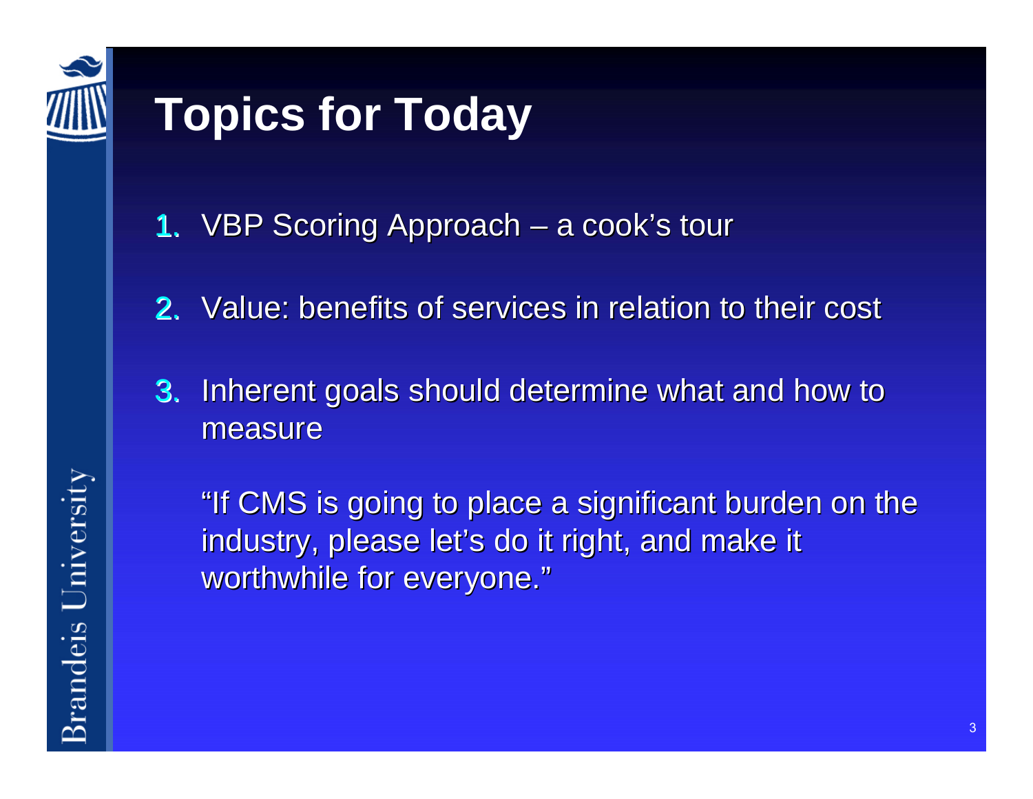# Topics for Today

1. VBP Scoring Approach – a cook's tour
2. Value: benefits of services in relation to their cost
3. Inherent goals should determine what and how to measure

   "If CMS is going to place a significant burden on the industry, please let's do it right, and make it worthwhile for everyone."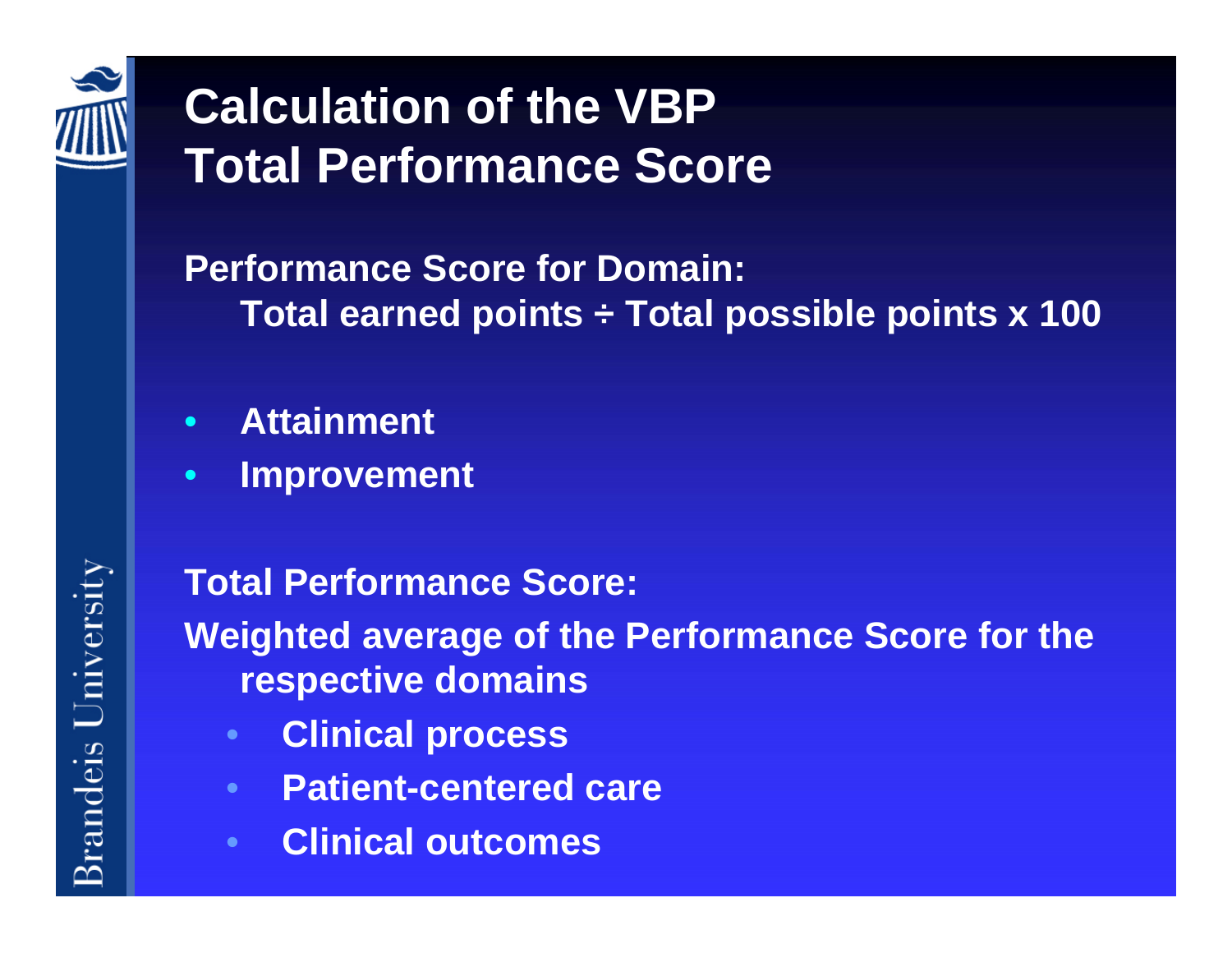# Calculation of the VBP Total Performance Score

**Performance Score for Domain:**

**Total earned points ÷ Total possible points x 100**

- **Attainment**
- **Improvement**

**Total Performance Score:**

**Weighted average of the Performance Score for the respective domains**

- **Clinical process**
- **Patient-centered care**
- **Clinical outcomes**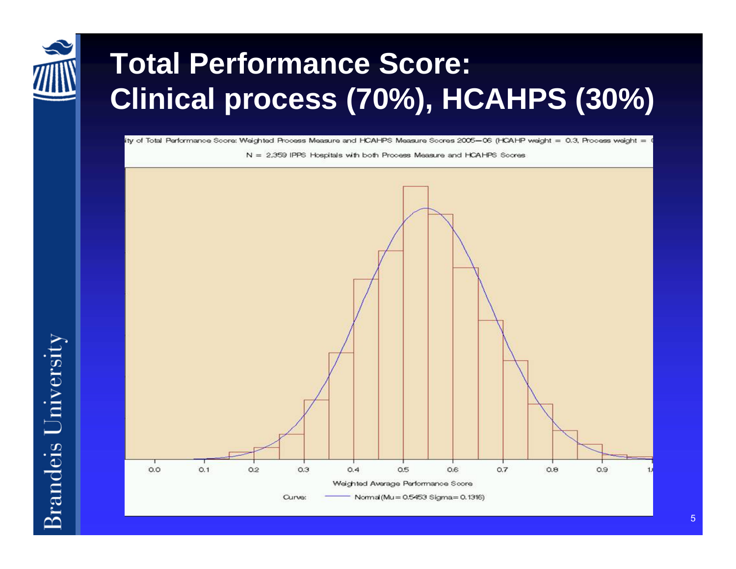# Total Performance Score: Clinical process (70%), HCAHPS (30%)

ity of Total Performance Score: Weighted Process Measure and HCAHPS Measure Scores 2005—06 (HCAHP weight = 0.3, Process weight =

N = 2,359 IPPS Hospitals with both Process Measure and HCAHPS Scores

0.0 0.1 0.2 0.3 0.4 0.5 0.6 0.7 0.8 0.9 1.0

Weighted Average Performance Score

Curve: Normal (Mu = 0.5453 Sigma = 0.1316)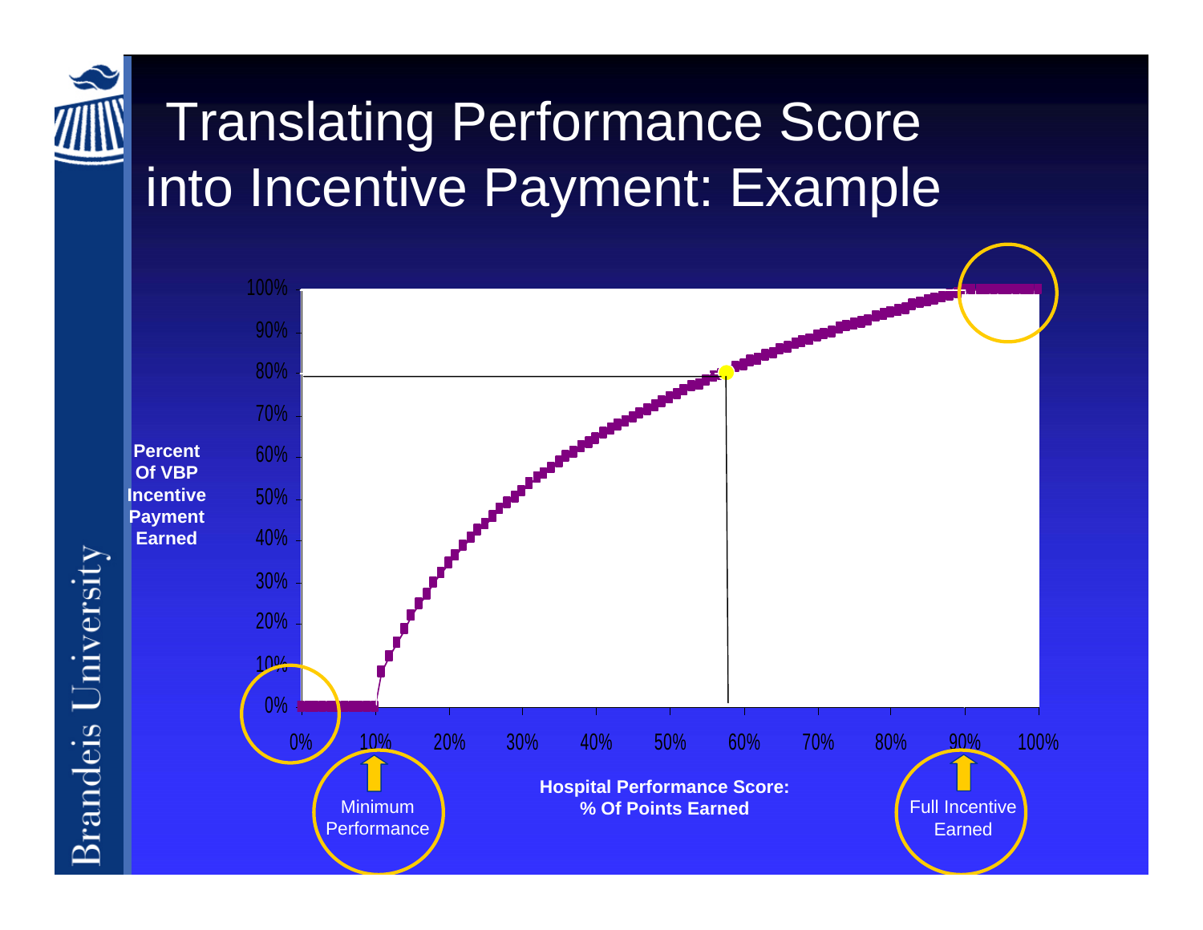# Translating Performance Score into Incentive Payment: Example

Percent Of VBP Incentive Payment Earned

100%
90%
80%
70%
60%
50%
40%
30%
20%
10%
0%

0% 10% 20% 30% 40% 50% 60% 70% 80% 90% 100%

**Hospital Performance Score: % Of Points Earned**

Minimum Performance

Full Incentive Earned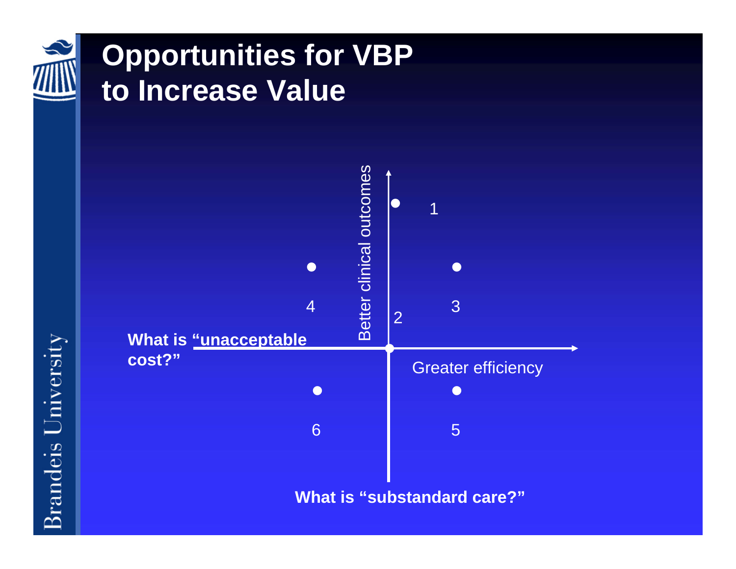# Opportunities for VBP to Increase Value

Better clinical outcomes

1

4

3

2

What is "unacceptable cost?"

Greater efficiency

6

5

What is "substandard care?"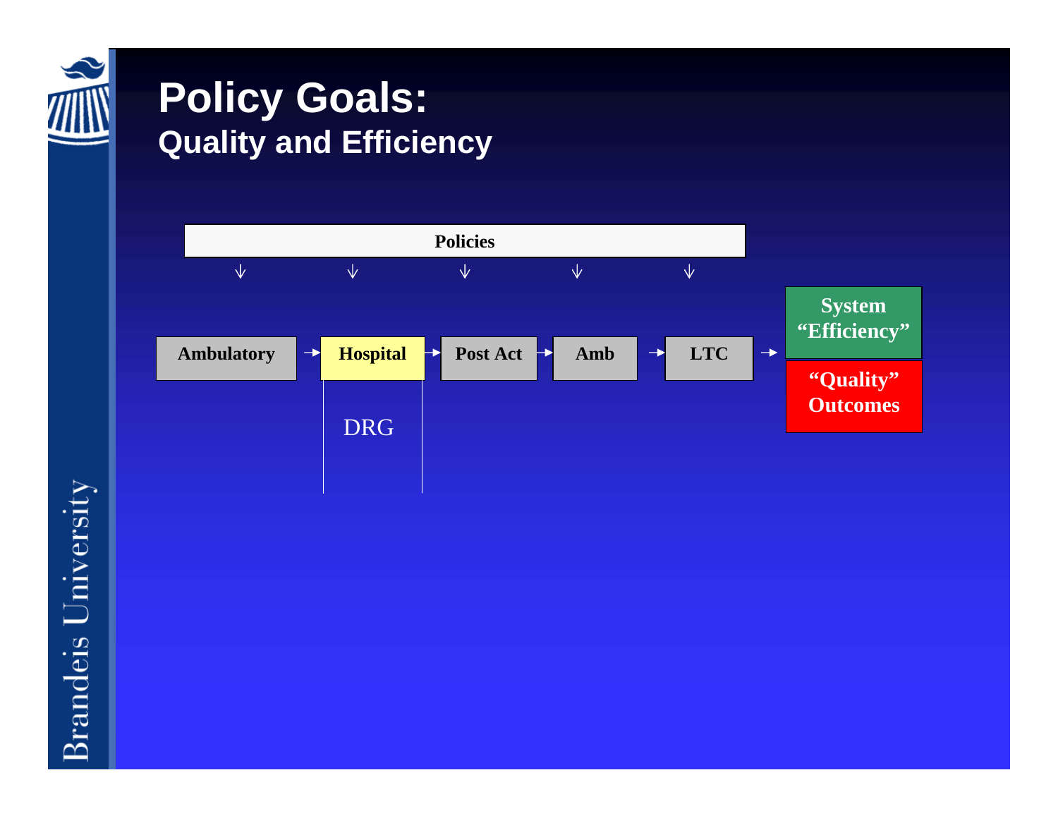# Policy Goals:
## Quality and Efficiency

**Policies**

↓ ↓ ↓ ↓ ↓

**Ambulatory** → **Hospital** → **Post Act** → **Amb** → **LTC** → **System "Efficiency"** / **"Quality" Outcomes**

DRG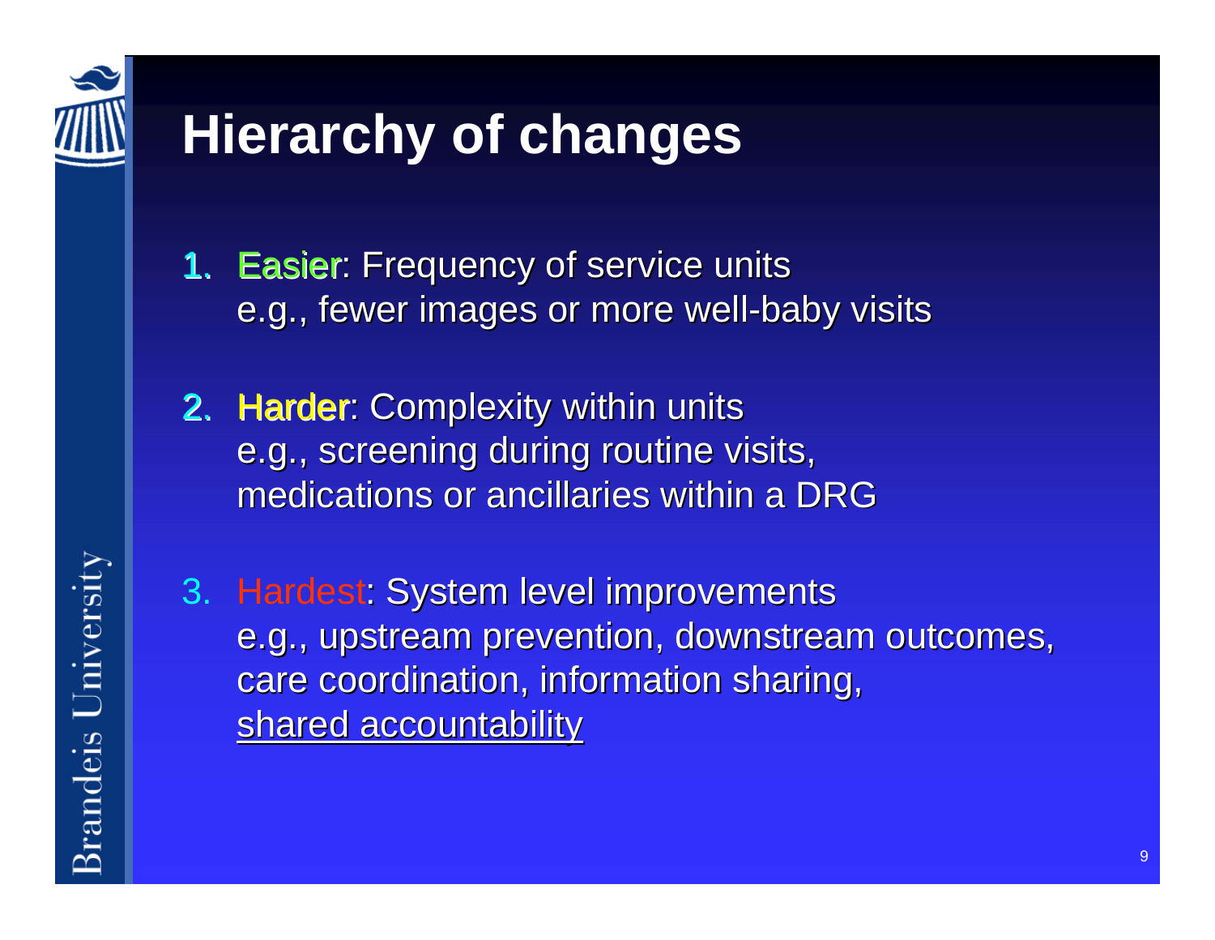# Hierarchy of changes

1. Easier: Frequency of service units
   e.g., fewer images or more well-baby visits

2. Harder: Complexity within units
   e.g., screening during routine visits, medications or ancillaries within a DRG

3. Hardest: System level improvements
   e.g., upstream prevention, downstream outcomes, care coordination, information sharing, <u>shared accountability</u>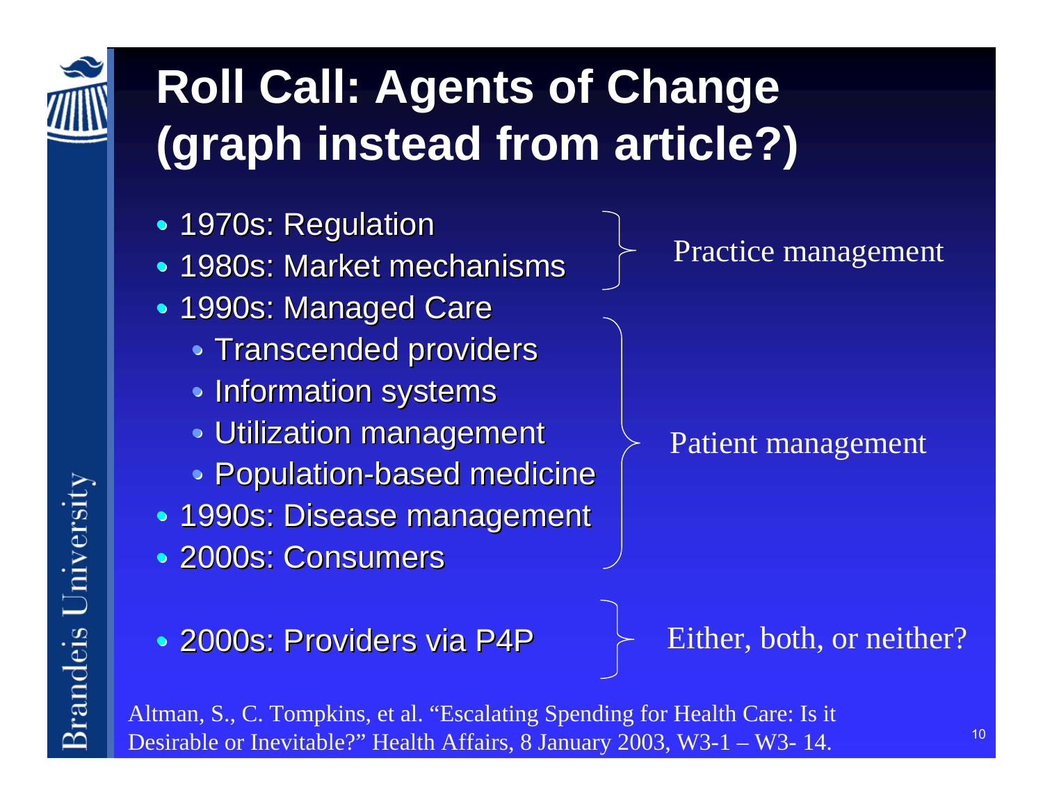# Roll Call: Agents of Change (graph instead from article?)

- 1970s: Regulation
- 1980s: Market mechanisms

} Practice management

- 1990s: Managed Care
  - Transcended providers
  - Information systems
  - Utilization management
  - Population-based medicine
- 1990s: Disease management
- 2000s: Consumers

} Patient management

- 2000s: Providers via P4P

} Either, both, or neither?

Altman, S., C. Tompkins, et al. "Escalating Spending for Health Care: Is it Desirable or Inevitable?" Health Affairs, 8 January 2003, W3-1 – W3- 14.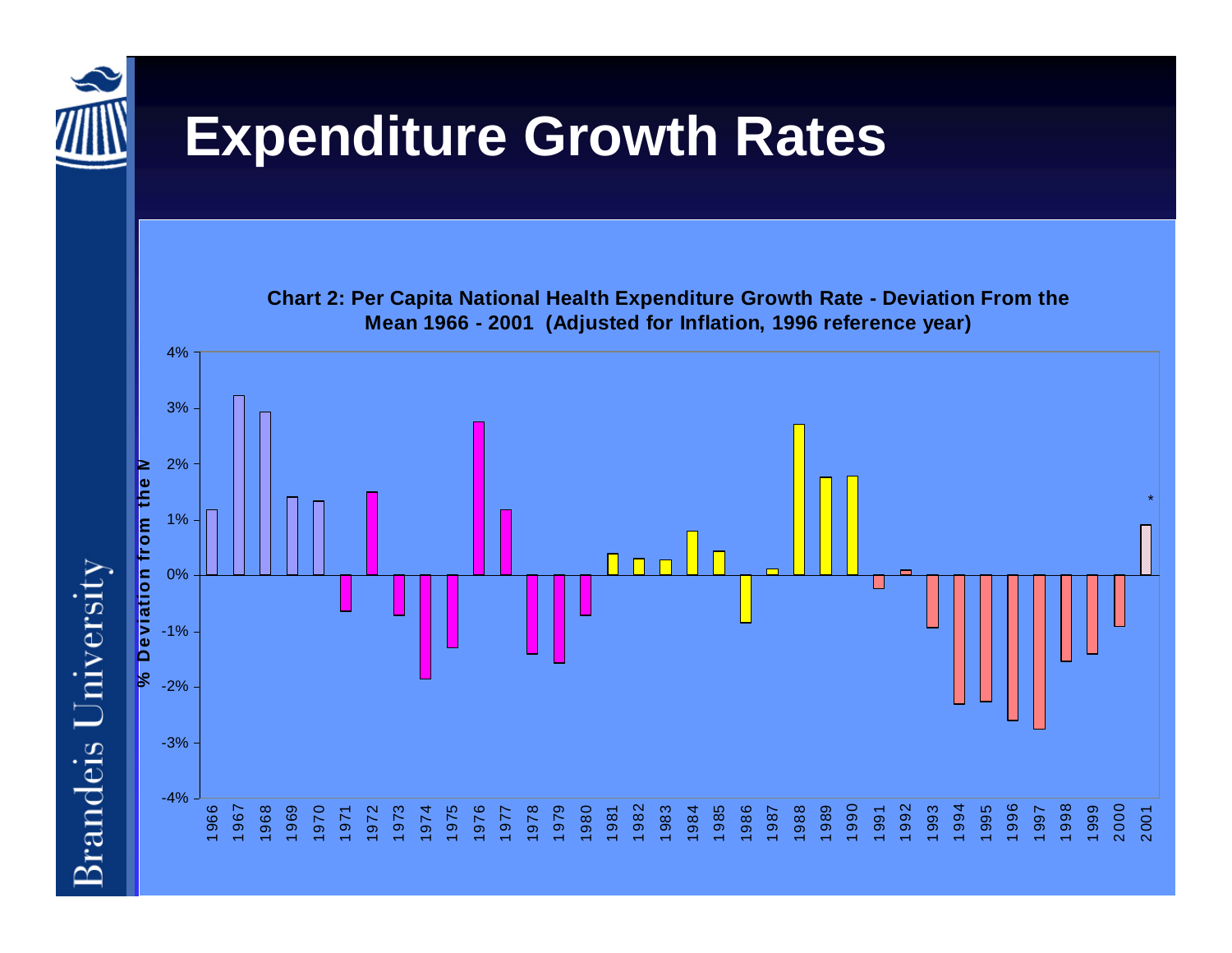# Expenditure Growth Rates

**Chart 2: Per Capita National Health Expenditure Growth Rate - Deviation From the Mean 1966 - 2001 (Adjusted for Inflation, 1996 reference year)**

Y-axis: % Deviation from the Mean (from -4% to 4%)

X-axis: 1966 to 2001

*

Brandeis University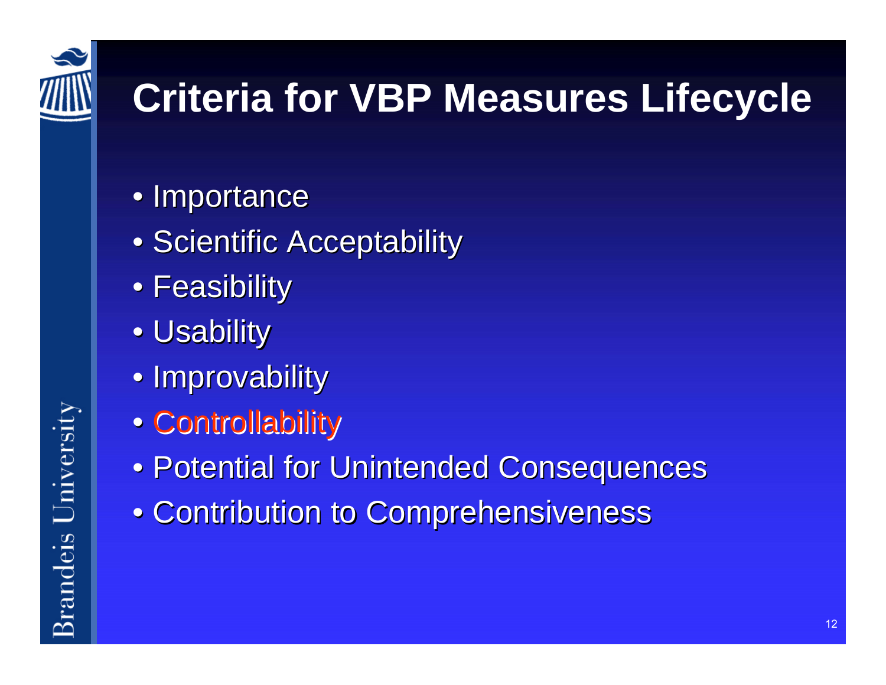# Criteria for VBP Measures Lifecycle

- Importance
- Scientific Acceptability
- Feasibility
- Usability
- Improvability
- Controllability
- Potential for Unintended Consequences
- Contribution to Comprehensiveness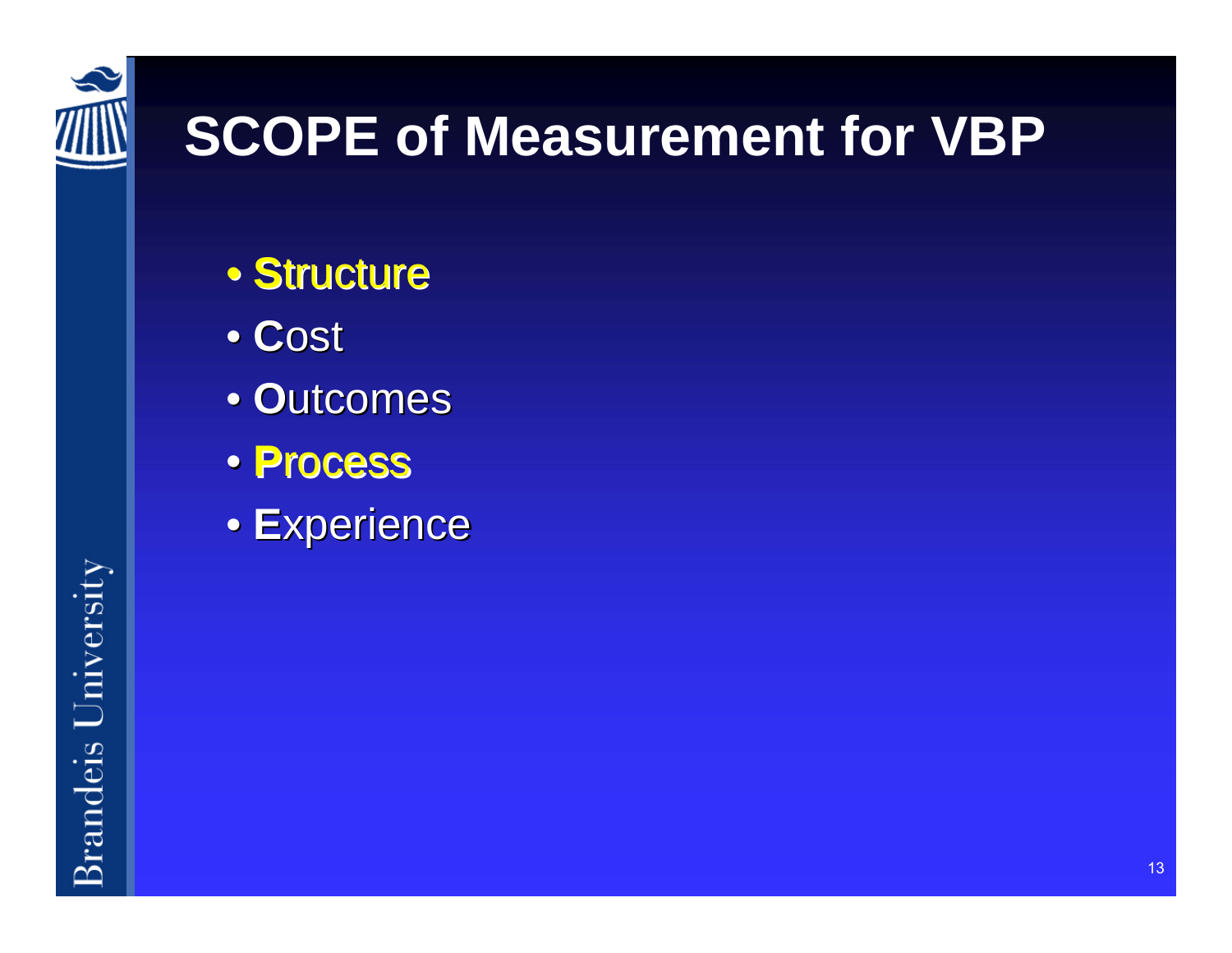# SCOPE of Measurement for VBP

- **Structure**
- **C**ost
- **O**utcomes
- **Process**
- **E**xperience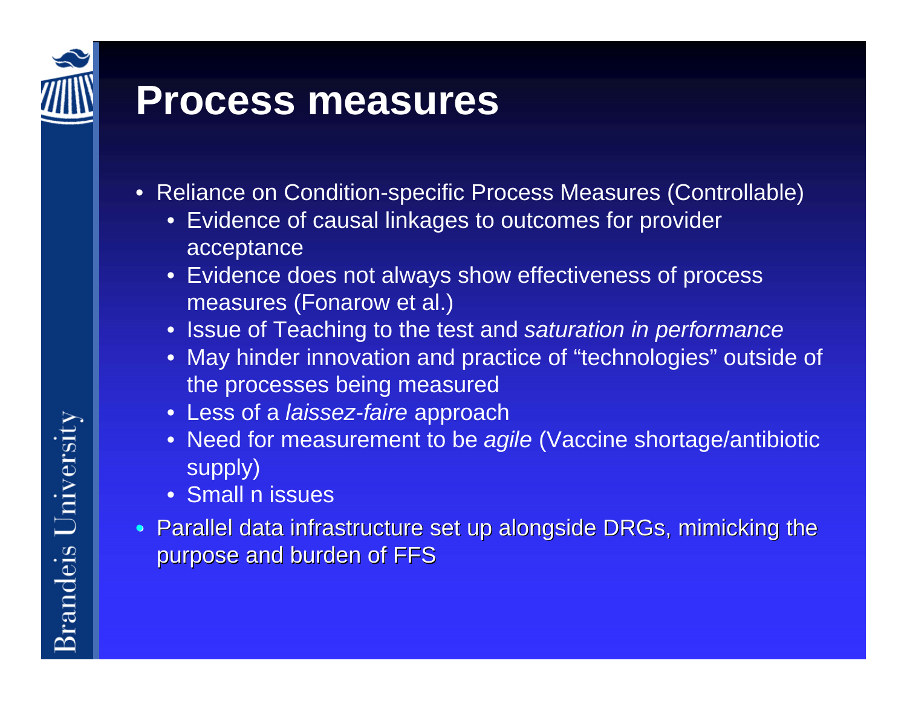# Process measures

- Reliance on Condition-specific Process Measures (Controllable)
  - Evidence of causal linkages to outcomes for provider acceptance
  - Evidence does not always show effectiveness of process measures (Fonarow et al.)
  - Issue of Teaching to the test and *saturation in performance*
  - May hinder innovation and practice of "technologies" outside of the processes being measured
  - Less of a *laissez-faire* approach
  - Need for measurement to be *agile* (Vaccine shortage/antibiotic supply)
  - Small n issues
- Parallel data infrastructure set up alongside DRGs, mimicking the purpose and burden of FFS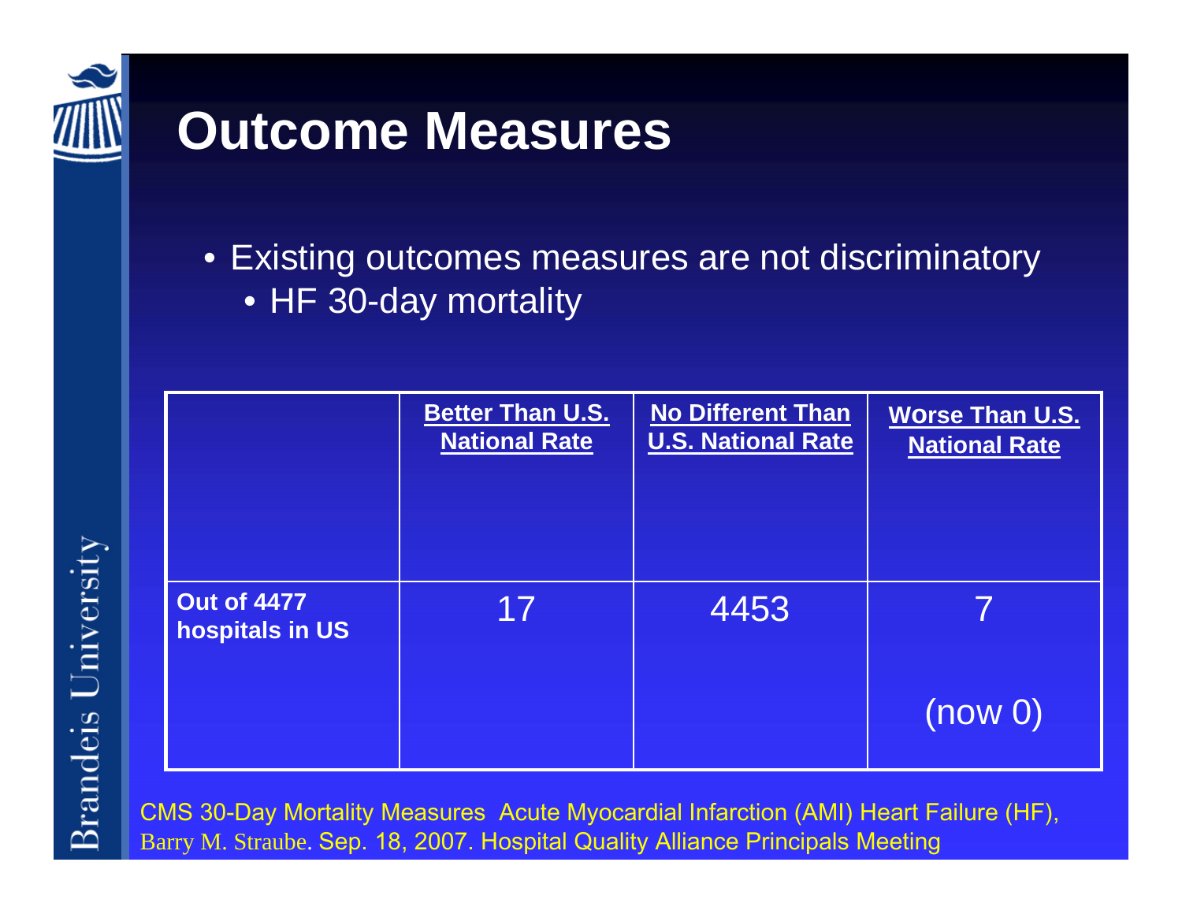# Outcome Measures

- Existing outcomes measures are not discriminatory
  - HF 30-day mortality

| | Better Than U.S. National Rate | No Different Than U.S. National Rate | Worse Than U.S. National Rate |
|---|---|---|---|
| Out of 4477 hospitals in US | 17 | 4453 | 7 (now 0) |

CMS 30-Day Mortality Measures Acute Myocardial Infarction (AMI) Heart Failure (HF), Barry M. Straube. Sep. 18, 2007. Hospital Quality Alliance Principals Meeting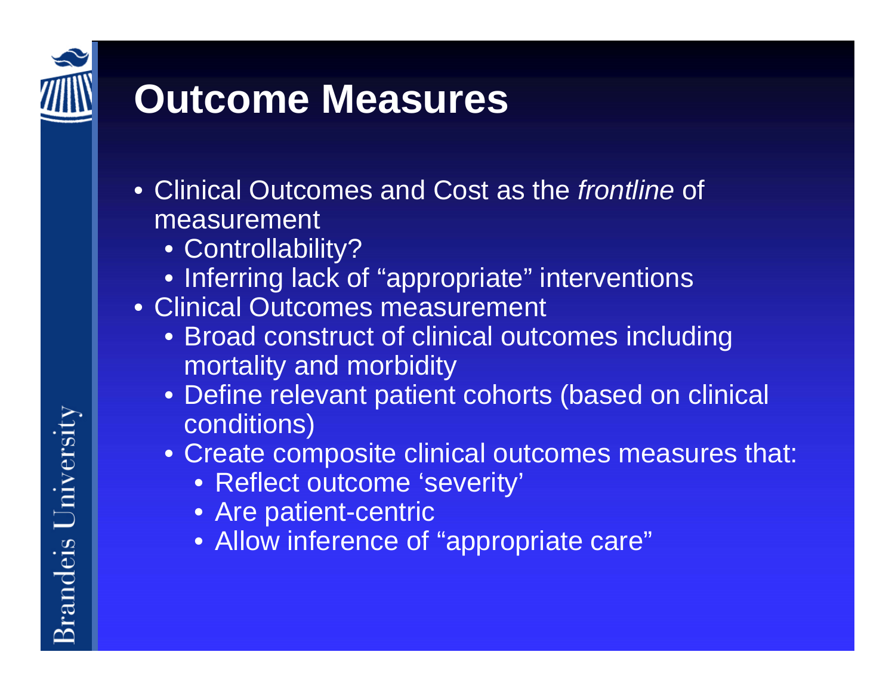# Outcome Measures

- Clinical Outcomes and Cost as the *frontline* of measurement
  - Controllability?
  - Inferring lack of “appropriate” interventions
- Clinical Outcomes measurement
  - Broad construct of clinical outcomes including mortality and morbidity
  - Define relevant patient cohorts (based on clinical conditions)
  - Create composite clinical outcomes measures that:
    - Reflect outcome ‘severity’
    - Are patient-centric
    - Allow inference of “appropriate care”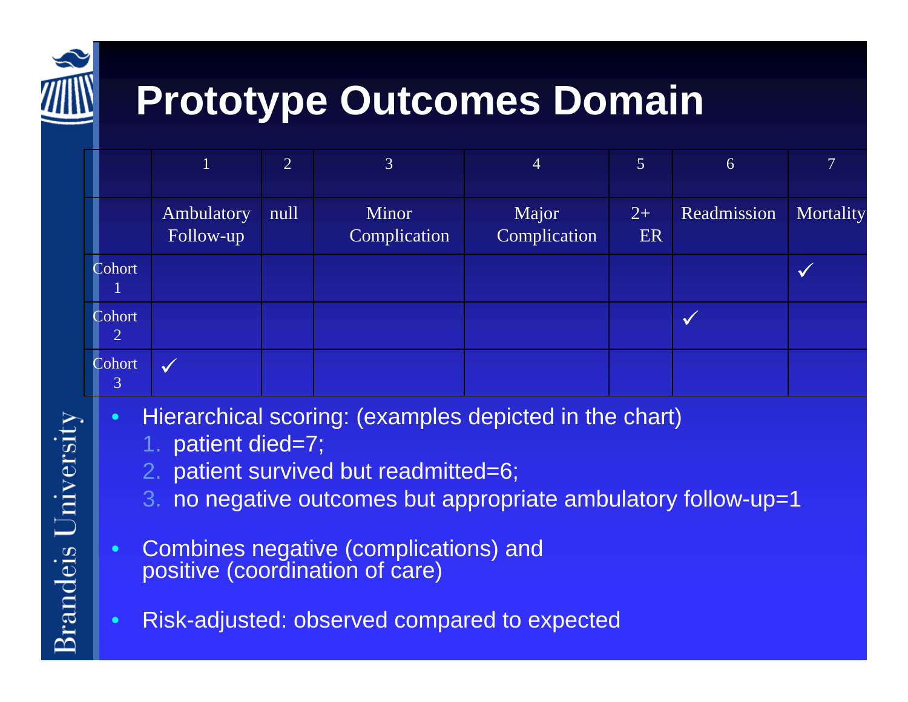# Prototype Outcomes Domain

| | 1 | 2 | 3 | 4 | 5 | 6 | 7 |
|---|---|---|---|---|---|---|---|
| | Ambulatory Follow-up | null | Minor Complication | Major Complication | 2+ ER | Readmission | Mortality |
| Cohort 1 | | | | | | | ✓ |
| Cohort 2 | | | | | | ✓ | |
| Cohort 3 | ✓ | | | | | | |

- Hierarchical scoring: (examples depicted in the chart)
  1. patient died=7;
  2. patient survived but readmitted=6;
  3. no negative outcomes but appropriate ambulatory follow-up=1
- Combines negative (complications) and positive (coordination of care)
- Risk-adjusted: observed compared to expected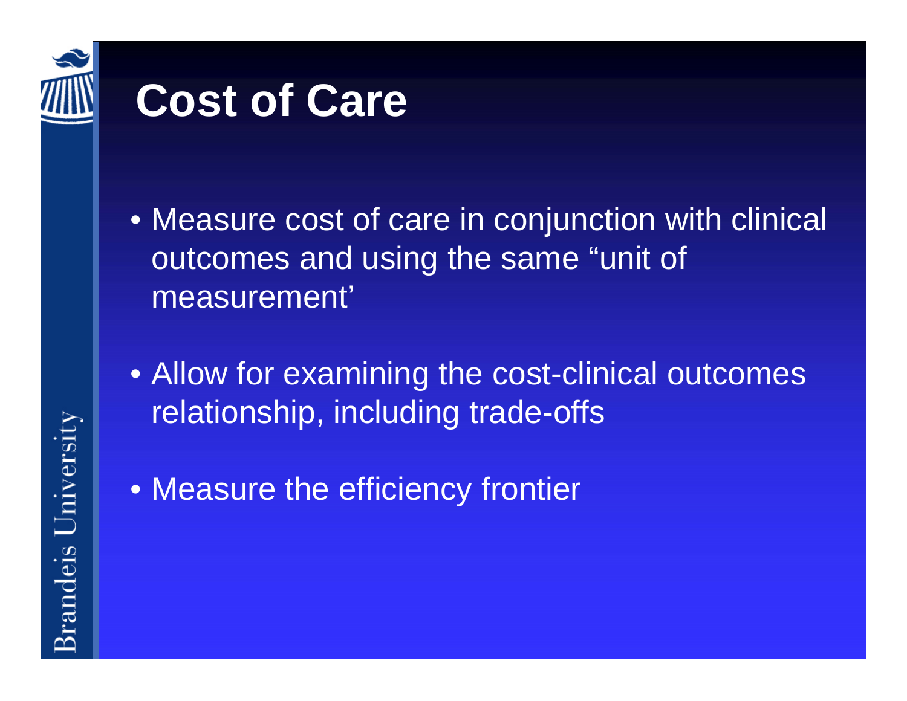# Cost of Care

- Measure cost of care in conjunction with clinical outcomes and using the same “unit of measurement’
- Allow for examining the cost-clinical outcomes relationship, including trade-offs
- Measure the efficiency frontier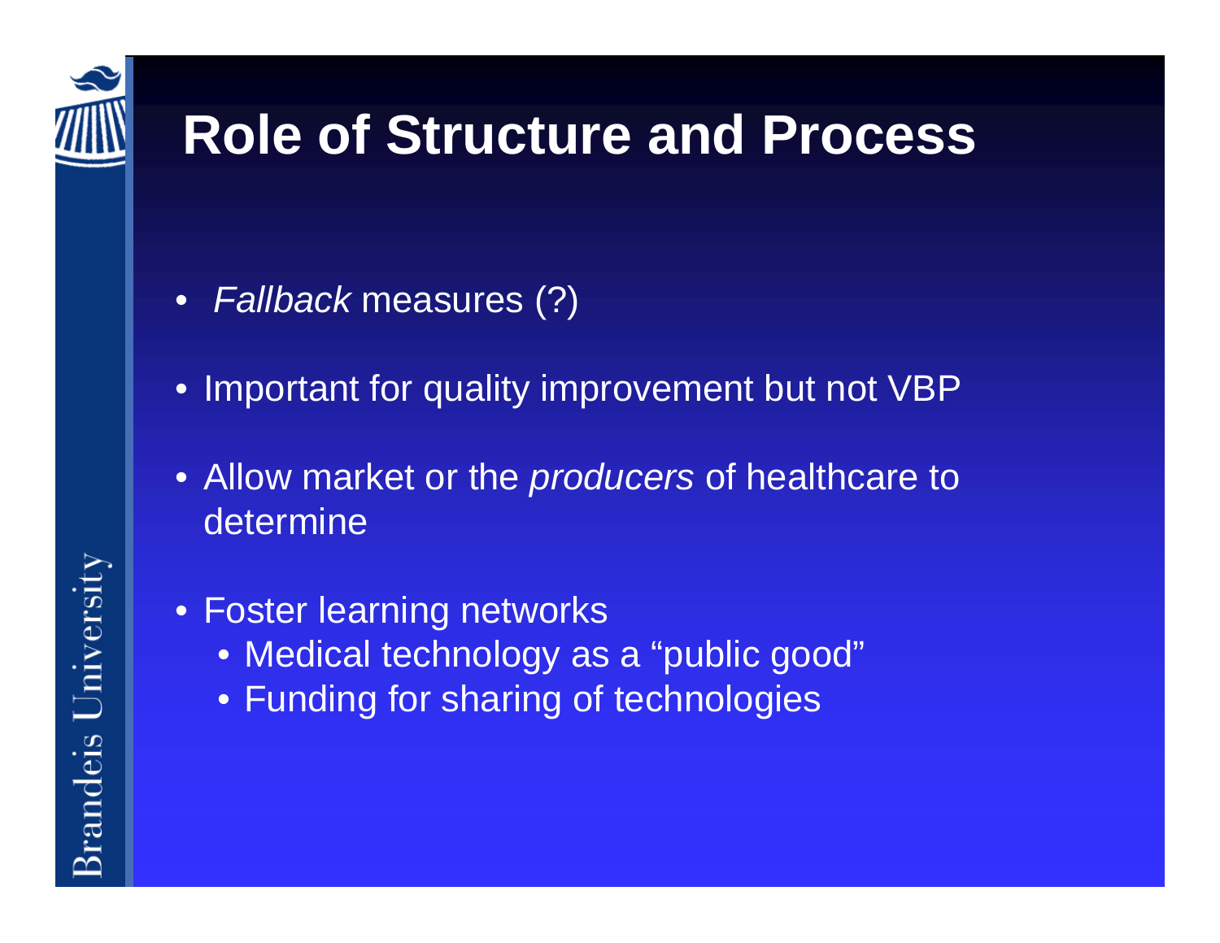# Role of Structure and Process

- *Fallback* measures (?)
- Important for quality improvement but not VBP
- Allow market or the *producers* of healthcare to determine
- Foster learning networks
  - Medical technology as a "public good"
  - Funding for sharing of technologies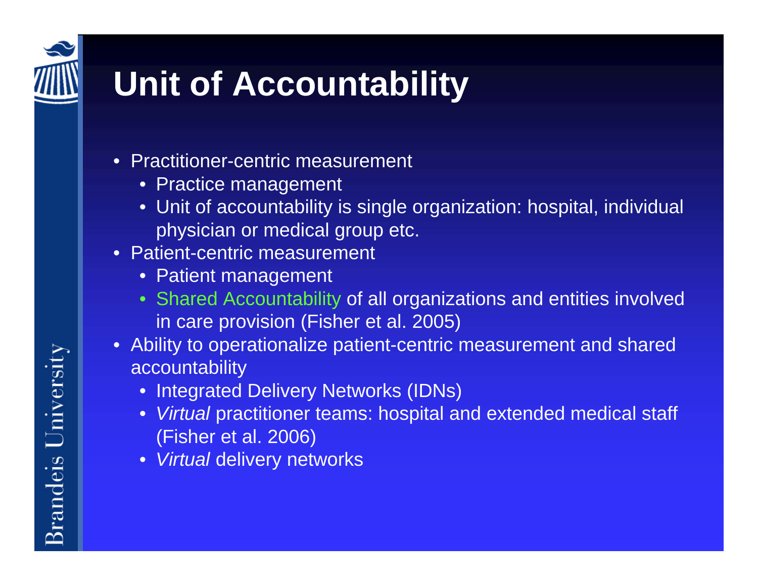# Unit of Accountability

- Practitioner-centric measurement
  - Practice management
  - Unit of accountability is single organization: hospital, individual physician or medical group etc.
- Patient-centric measurement
  - Patient management
  - Shared Accountability of all organizations and entities involved in care provision (Fisher et al. 2005)
- Ability to operationalize patient-centric measurement and shared accountability
  - Integrated Delivery Networks (IDNs)
  - *Virtual* practitioner teams: hospital and extended medical staff (Fisher et al. 2006)
  - *Virtual* delivery networks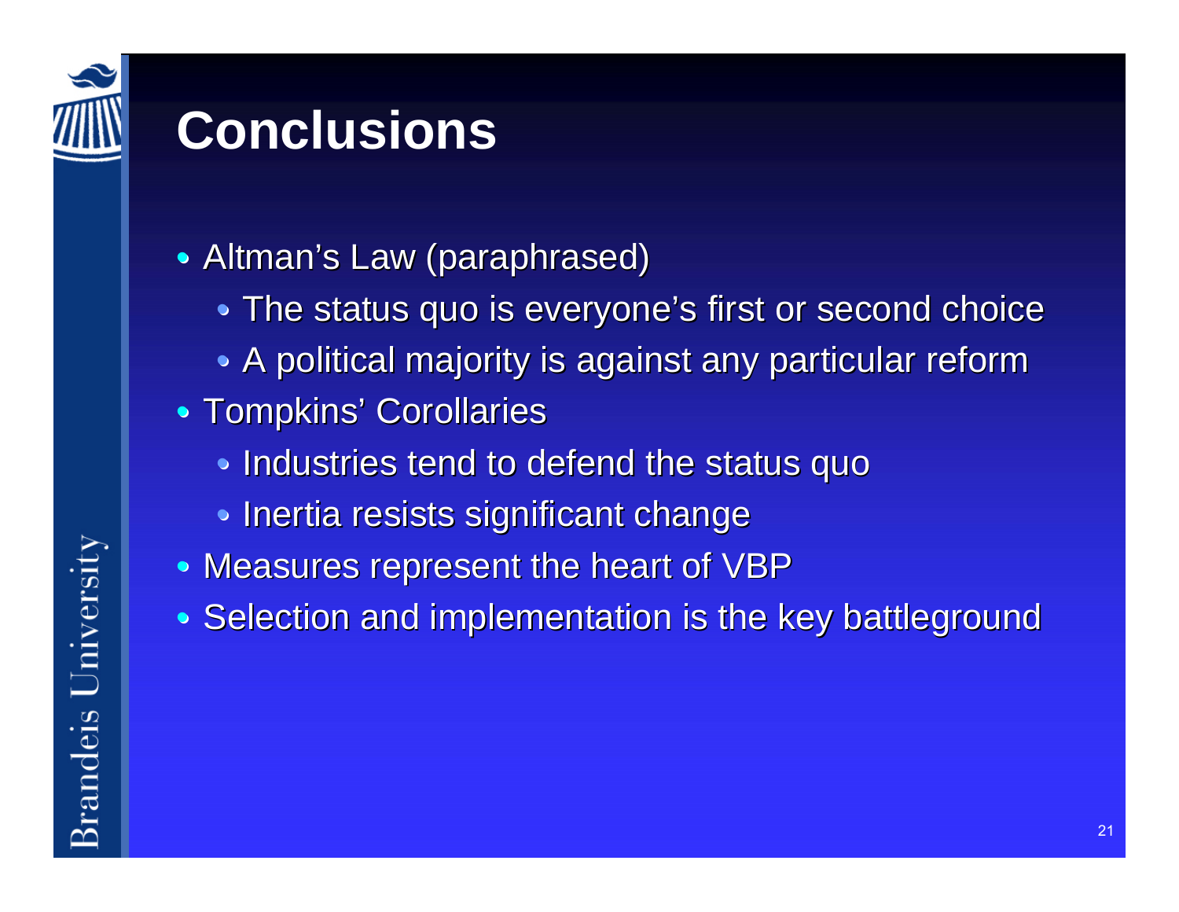# Conclusions

- Altman's Law (paraphrased)
  - The status quo is everyone's first or second choice
  - A political majority is against any particular reform
- Tompkins' Corollaries
  - Industries tend to defend the status quo
  - Inertia resists significant change
- Measures represent the heart of VBP
- Selection and implementation is the key battleground